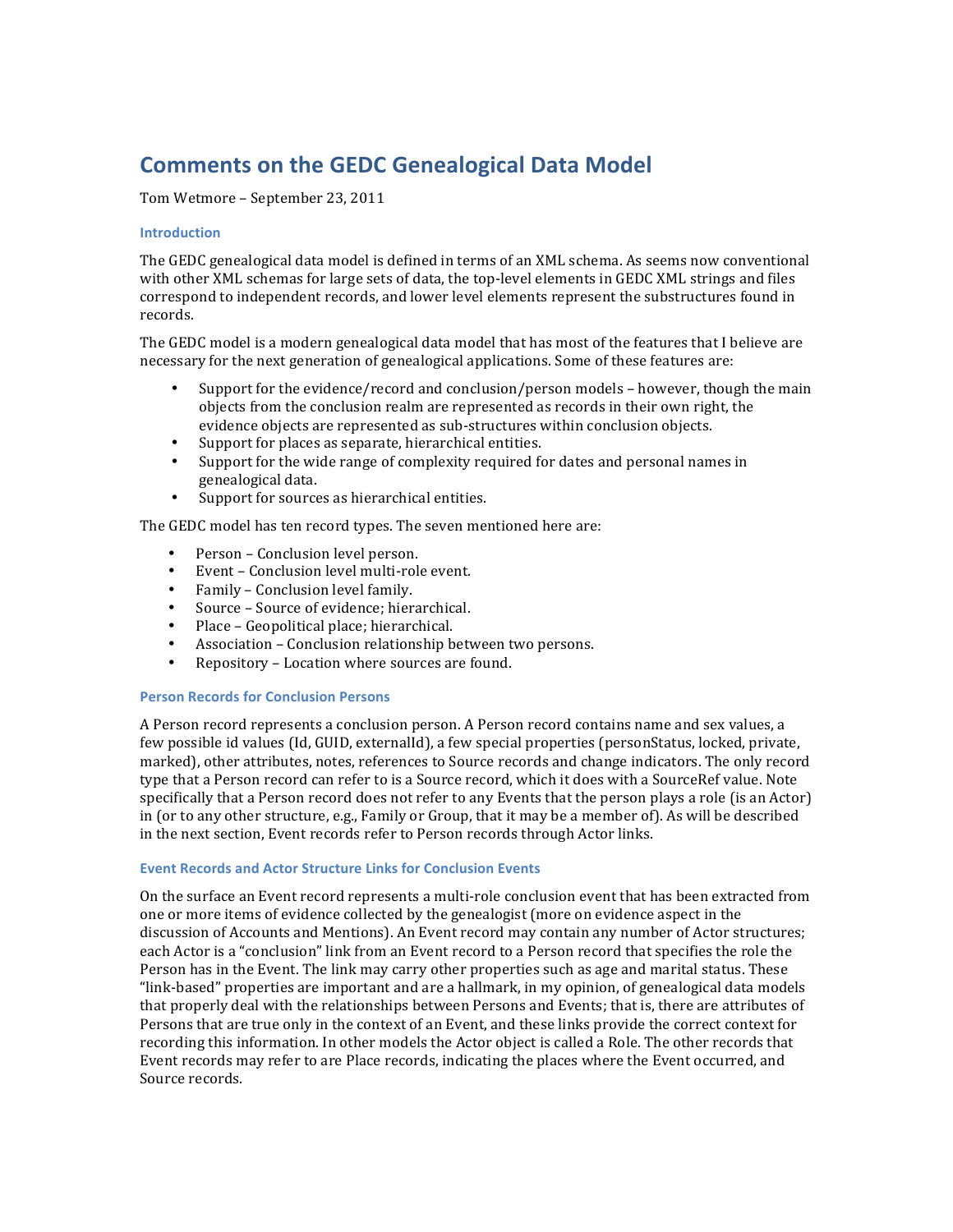# Comments on the GEDC Genealogical Data Model

Tom Wetmore – September 23, 2011

### Introduction

The GEDC genealogical data model is defined in terms of an XML schema. As seems now conventional with other XML schemas for large sets of data, the top-level elements in GEDC XML strings and files correspond to independent records, and lower level elements represent the substructures found in records.

The GEDC model is a modern genealogical data model that has most of the features that I believe are necessary for the next generation of genealogical applications. Some of these features are:

- Support for the evidence/record and conclusion/person models – however, though the main objects from the conclusion realm are represented as records in their own right, the evidence objects are represented as sub-structures within conclusion objects.
- Support for places as separate, hierarchical entities.
- Support for the wide range of complexity required for dates and personal names in genealogical data.
- Support for sources as hierarchical entities.

The GEDC model has ten record types. The seven mentioned here are:

- Person – Conclusion level person.
- Event – Conclusion level multi-role event.
- Family – Conclusion level family.
- Source – Source of evidence; hierarchical.
- Place – Geopolitical place; hierarchical.
- Association – Conclusion relationship between two persons.
- Repository – Location where sources are found.

### Person Records for Conclusion Persons

A Person record represents a conclusion person. A Person record contains name and sex values, a few possible id values (Id, GUID, externalId), a few special properties (personStatus, locked, private, marked), other attributes, notes, references to Source records and change indicators. The only record type that a Person record can refer to is a Source record, which it does with a SourceRef value. Note specifically that a Person record does not refer to any Events that the person plays a role (is an Actor) in (or to any other structure, e.g., Family or Group, that it may be a member of). As will be described in the next section, Event records refer to Person records through Actor links.

### Event Records and Actor Structure Links for Conclusion Events

On the surface an Event record represents a multi-role conclusion event that has been extracted from one or more items of evidence collected by the genealogist (more on evidence aspect in the discussion of Accounts and Mentions). An Event record may contain any number of Actor structures; each Actor is a "conclusion" link from an Event record to a Person record that specifies the role the Person has in the Event. The link may carry other properties such as age and marital status. These "link-based" properties are important and are a hallmark, in my opinion, of genealogical data models that properly deal with the relationships between Persons and Events; that is, there are attributes of Persons that are true only in the context of an Event, and these links provide the correct context for recording this information. In other models the Actor object is called a Role. The other records that Event records may refer to are Place records, indicating the places where the Event occurred, and Source records.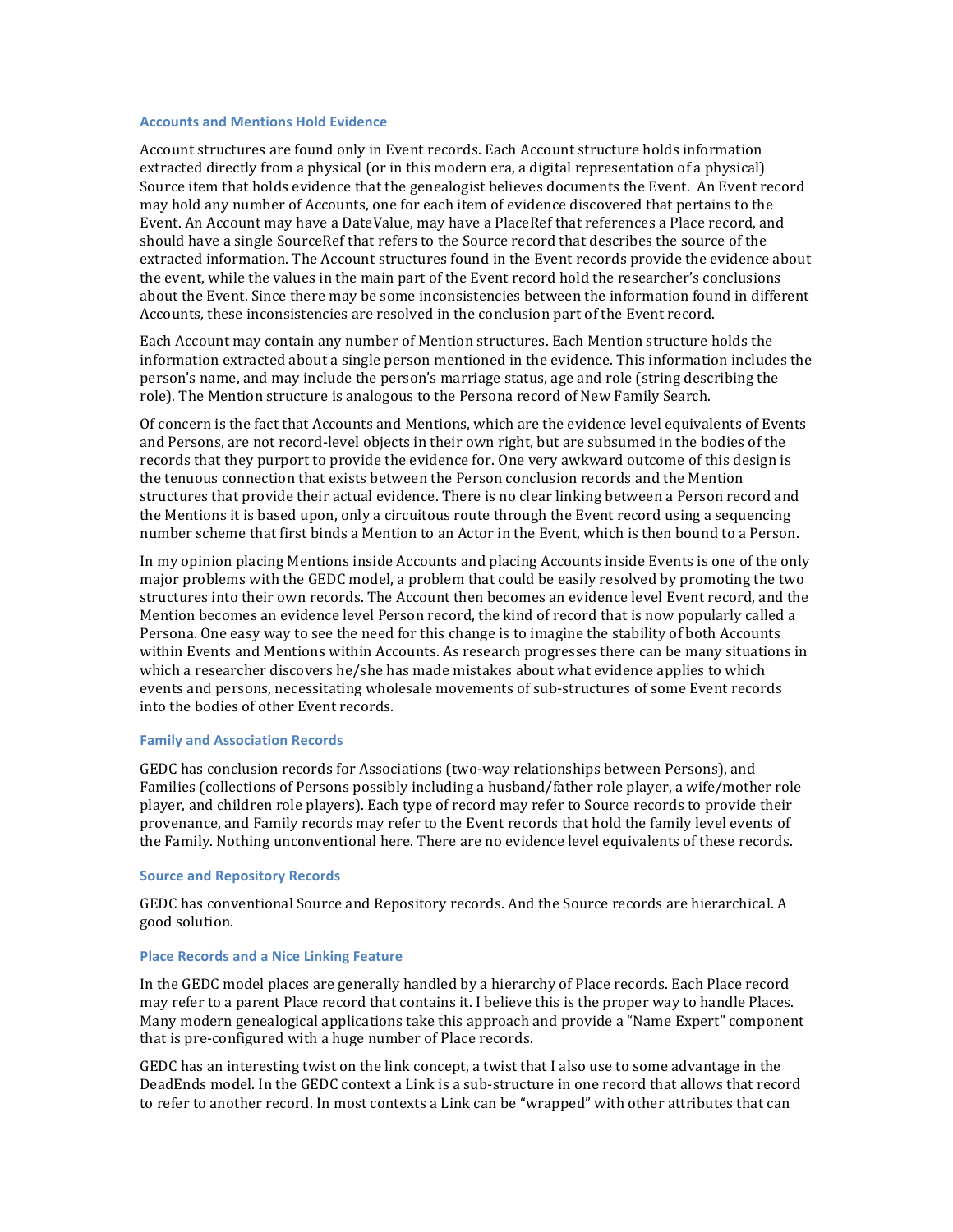### Accounts and Mentions Hold Evidence

Account structures are found only in Event records. Each Account structure holds information extracted directly from a physical (or in this modern era, a digital representation of a physical) Source item that holds evidence that the genealogist believes documents the Event. An Event record may hold any number of Accounts, one for each item of evidence discovered that pertains to the Event. An Account may have a DateValue, may have a PlaceRef that references a Place record, and should have a single SourceRef that refers to the Source record that describes the source of the extracted information. The Account structures found in the Event records provide the evidence about the event, while the values in the main part of the Event record hold the researcher's conclusions about the Event. Since there may be some inconsistencies between the information found in different Accounts, these inconsistencies are resolved in the conclusion part of the Event record.

Each Account may contain any number of Mention structures. Each Mention structure holds the information extracted about a single person mentioned in the evidence. This information includes the person's name, and may include the person's marriage status, age and role (string describing the role). The Mention structure is analogous to the Persona record of New Family Search.

Of concern is the fact that Accounts and Mentions, which are the evidence level equivalents of Events and Persons, are not record-level objects in their own right, but are subsumed in the bodies of the records that they purport to provide the evidence for. One very awkward outcome of this design is the tenuous connection that exists between the Person conclusion records and the Mention structures that provide their actual evidence. There is no clear linking between a Person record and the Mentions it is based upon, only a circuitous route through the Event record using a sequencing number scheme that first binds a Mention to an Actor in the Event, which is then bound to a Person.

In my opinion placing Mentions inside Accounts and placing Accounts inside Events is one of the only major problems with the GEDC model, a problem that could be easily resolved by promoting the two structures into their own records. The Account then becomes an evidence level Event record, and the Mention becomes an evidence level Person record, the kind of record that is now popularly called a Persona. One easy way to see the need for this change is to imagine the stability of both Accounts within Events and Mentions within Accounts. As research progresses there can be many situations in which a researcher discovers he/she has made mistakes about what evidence applies to which events and persons, necessitating wholesale movements of sub-structures of some Event records into the bodies of other Event records.

### Family and Association Records

GEDC has conclusion records for Associations (two-way relationships between Persons), and Families (collections of Persons possibly including a husband/father role player, a wife/mother role player, and children role players). Each type of record may refer to Source records to provide their provenance, and Family records may refer to the Event records that hold the family level events of the Family. Nothing unconventional here. There are no evidence level equivalents of these records.

### Source and Repository Records

GEDC has conventional Source and Repository records. And the Source records are hierarchical. A good solution.

### Place Records and a Nice Linking Feature

In the GEDC model places are generally handled by a hierarchy of Place records. Each Place record may refer to a parent Place record that contains it. I believe this is the proper way to handle Places. Many modern genealogical applications take this approach and provide a "Name Expert" component that is pre-configured with a huge number of Place records.

GEDC has an interesting twist on the link concept, a twist that I also use to some advantage in the DeadEnds model. In the GEDC context a Link is a sub-structure in one record that allows that record to refer to another record. In most contexts a Link can be "wrapped" with other attributes that can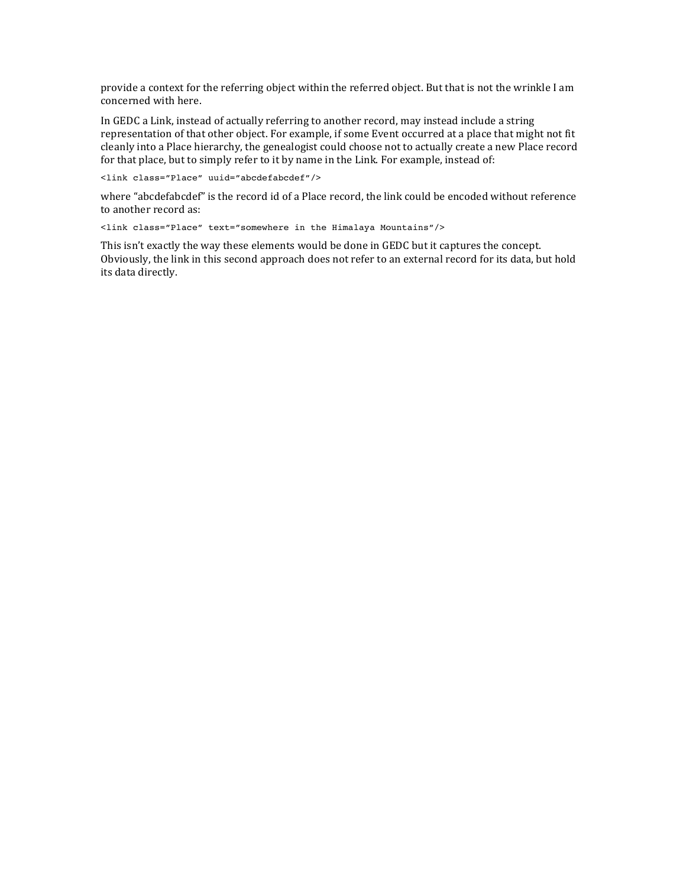provide a context for the referring object within the referred object. But that is not the wrinkle I am concerned with here.

In GEDC a Link, instead of actually referring to another record, may instead include a string representation of that other object. For example, if some Event occurred at a place that might not fit cleanly into a Place hierarchy, the genealogist could choose not to actually create a new Place record for that place, but to simply refer to it by name in the Link. For example, instead of:

```
<link class="Place" uuid="abcdefabcdef"/>
```

where "abcdefabcdef" is the record id of a Place record, the link could be encoded without reference to another record as:

```
<link class="Place" text="somewhere in the Himalaya Mountains"/>
```

This isn't exactly the way these elements would be done in GEDC but it captures the concept. Obviously, the link in this second approach does not refer to an external record for its data, but hold its data directly.